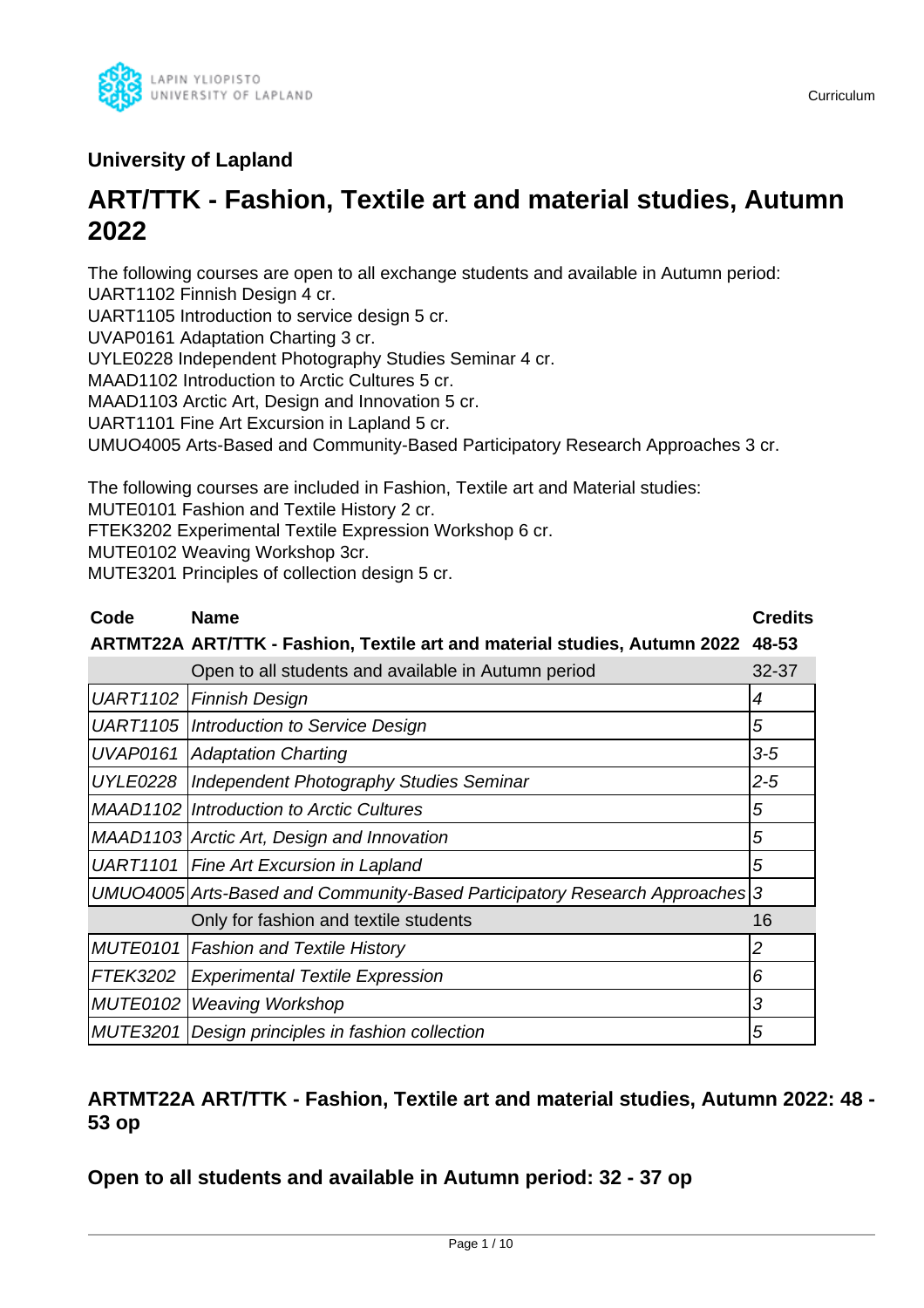University of Lapland

# ART/TTK - Fashion, Textile art and material studies, Autumn 2022

The following courses are open to all exchange students and available in Autumn period:
UART1102 Finnish Design 4 cr.
UART1105 Introduction to service design 5 cr.
UVAP0161 Adaptation Charting 3 cr.
UYLE0228 Independent Photography Studies Seminar 4 cr.
MAAD1102 Introduction to Arctic Cultures 5 cr.
MAAD1103 Arctic Art, Design and Innovation 5 cr.
UART1101 Fine Art Excursion in Lapland 5 cr.
UMUO4005 Arts-Based and Community-Based Participatory Research Approaches 3 cr.

The following courses are included in Fashion, Textile art and Material studies:
MUTE0101 Fashion and Textile History 2 cr.
FTEK3202 Experimental Textile Expression Workshop 6 cr.
MUTE0102 Weaving Workshop 3cr.
MUTE3201 Principles of collection design 5 cr.

| Code | Name | Credits |
|---|---|---|
| **ARTMT22A** | **ART/TTK - Fashion, Textile art and material studies, Autumn 2022** | **48-53** |
| | Open to all students and available in Autumn period | 32-37 |
| *UART1102* | *Finnish Design* | *4* |
| *UART1105* | *Introduction to Service Design* | *5* |
| *UVAP0161* | *Adaptation Charting* | *3-5* |
| *UYLE0228* | *Independent Photography Studies Seminar* | *2-5* |
| *MAAD1102* | *Introduction to Arctic Cultures* | *5* |
| *MAAD1103* | *Arctic Art, Design and Innovation* | *5* |
| *UART1101* | *Fine Art Excursion in Lapland* | *5* |
| *UMUO4005* | *Arts-Based and Community-Based Participatory Research Approaches* | *3* |
| | Only for fashion and textile students | 16 |
| *MUTE0101* | *Fashion and Textile History* | *2* |
| *FTEK3202* | *Experimental Textile Expression* | *6* |
| *MUTE0102* | *Weaving Workshop* | *3* |
| *MUTE3201* | *Design principles in fashion collection* | *5* |

### ARTMT22A ART/TTK - Fashion, Textile art and material studies, Autumn 2022: 48 - 53 op

### Open to all students and available in Autumn period: 32 - 37 op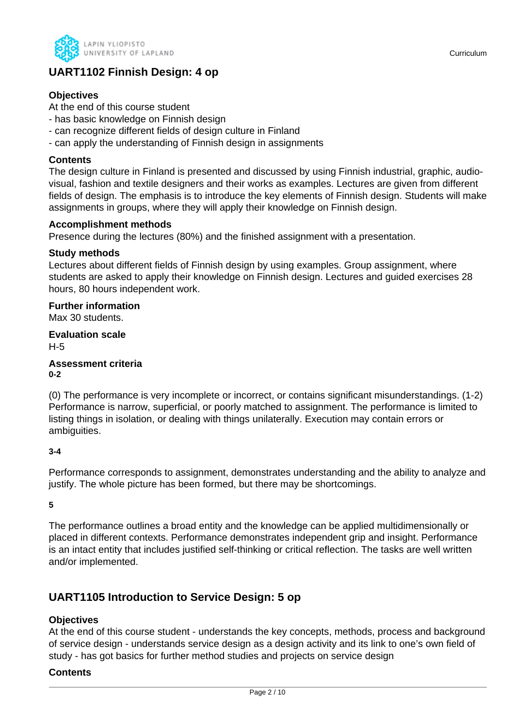## UART1102 Finnish Design: 4 op

### Objectives

At the end of this course student
- has basic knowledge on Finnish design
- can recognize different fields of design culture in Finland
- can apply the understanding of Finnish design in assignments

### Contents

The design culture in Finland is presented and discussed by using Finnish industrial, graphic, audio-visual, fashion and textile designers and their works as examples. Lectures are given from different fields of design. The emphasis is to introduce the key elements of Finnish design. Students will make assignments in groups, where they will apply their knowledge on Finnish design.

### Accomplishment methods

Presence during the lectures (80%) and the finished assignment with a presentation.

### Study methods

Lectures about different fields of Finnish design by using examples. Group assignment, where students are asked to apply their knowledge on Finnish design. Lectures and guided exercises 28 hours, 80 hours independent work.

### Further information

Max 30 students.

### Evaluation scale

H-5

### Assessment criteria

**0-2**

(0) The performance is very incomplete or incorrect, or contains significant misunderstandings. (1-2) Performance is narrow, superficial, or poorly matched to assignment. The performance is limited to listing things in isolation, or dealing with things unilaterally. Execution may contain errors or ambiguities.

**3-4**

Performance corresponds to assignment, demonstrates understanding and the ability to analyze and justify. The whole picture has been formed, but there may be shortcomings.

**5**

The performance outlines a broad entity and the knowledge can be applied multidimensionally or placed in different contexts. Performance demonstrates independent grip and insight. Performance is an intact entity that includes justified self-thinking or critical reflection. The tasks are well written and/or implemented.

## UART1105 Introduction to Service Design: 5 op

### Objectives

At the end of this course student - understands the key concepts, methods, process and background of service design - understands service design as a design activity and its link to one's own field of study - has got basics for further method studies and projects on service design

### Contents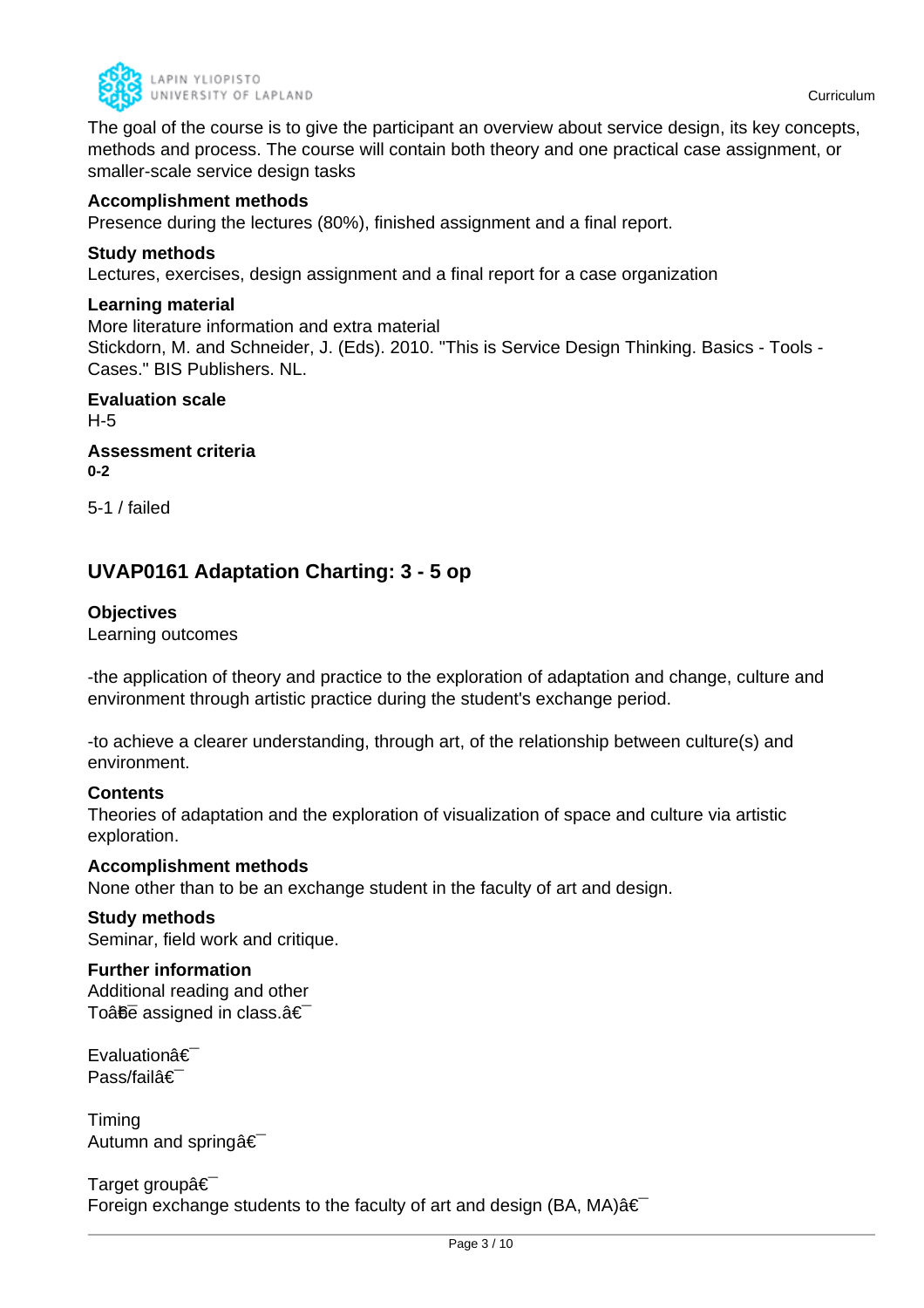The goal of the course is to give the participant an overview about service design, its key concepts, methods and process. The course will contain both theory and one practical case assignment, or smaller-scale service design tasks

**Accomplishment methods**
Presence during the lectures (80%), finished assignment and a final report.

**Study methods**
Lectures, exercises, design assignment and a final report for a case organization

**Learning material**
More literature information and extra material
Stickdorn, M. and Schneider, J. (Eds). 2010. "This is Service Design Thinking. Basics - Tools - Cases." BIS Publishers. NL.

**Evaluation scale**
H-5

**Assessment criteria**
**0-2**

5-1 / failed

## UVAP0161 Adaptation Charting: 3 - 5 op

**Objectives**
Learning outcomes

-the application of theory and practice to the exploration of adaptation and change, culture and environment through artistic practice during the student's exchange period.

-to achieve a clearer understanding, through art, of the relationship between culture(s) and environment.

**Contents**
Theories of adaptation and the exploration of visualization of space and culture via artistic exploration.

**Accomplishment methods**
None other than to be an exchange student in the faculty of art and design.

**Study methods**
Seminar, field work and critique.

**Further information**
Additional reading and other
Toâ€̄be assigned in class.â€̄

Evaluationâ€̄
Pass/failâ€̄

Timing
Autumn and springâ€̄

Target groupâ€̄
Foreign exchange students to the faculty of art and design (BA, MA)â€̄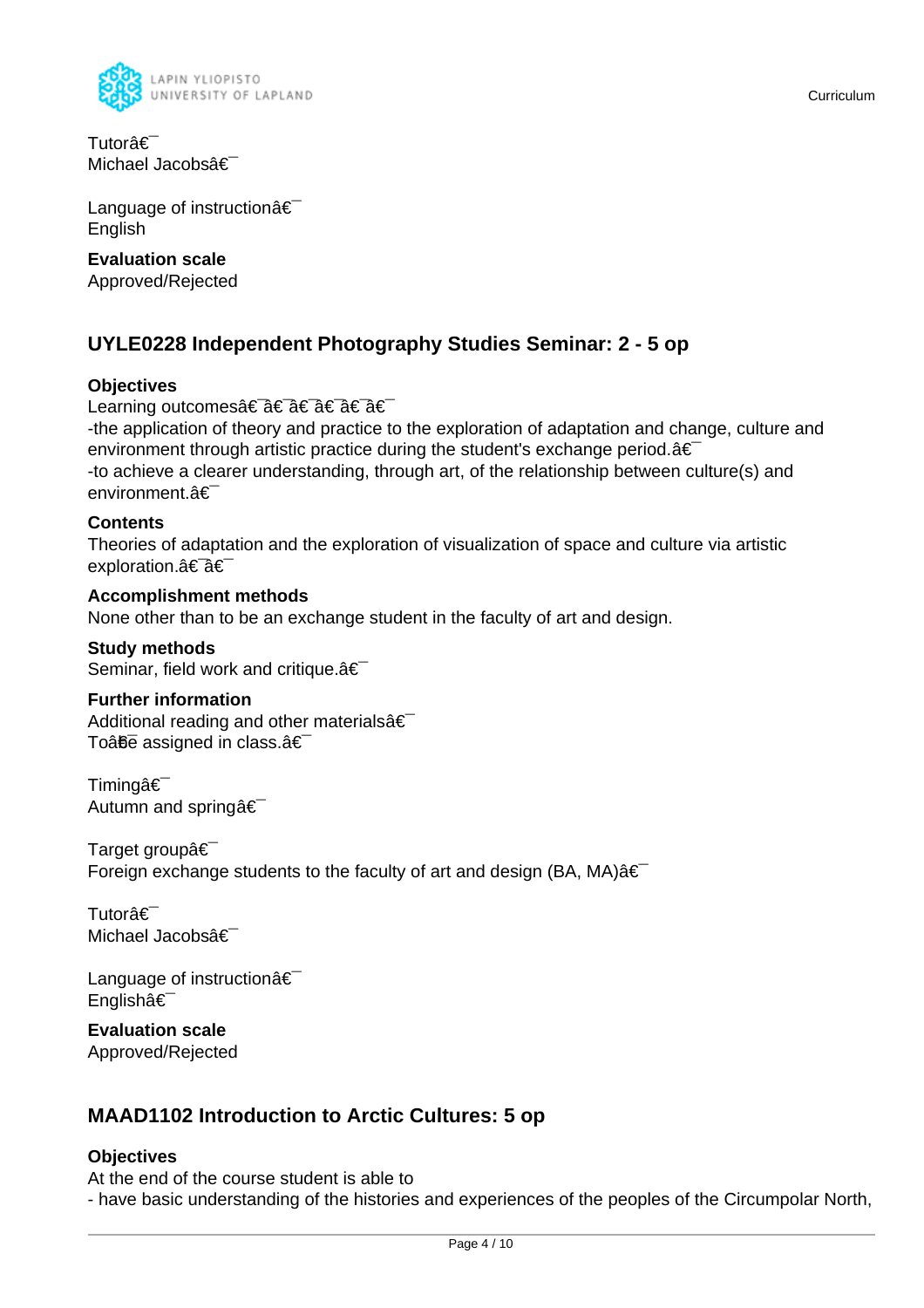Tutorâ€¯
Michael Jacobsâ€¯

Language of instructionâ€¯
English

**Evaluation scale**
Approved/Rejected

## UYLE0228 Independent Photography Studies Seminar: 2 - 5 op

**Objectives**
Learning outcomesâ€¯â€¯â€¯â€¯â€¯â€¯
-the application of theory and practice to the exploration of adaptation and change, culture and environment through artistic practice during the student's exchange period.â€¯
-to achieve a clearer understanding, through art, of the relationship between culture(s) and environment.â€¯

**Contents**
Theories of adaptation and the exploration of visualization of space and culture via artistic exploration.â€¯â€¯

**Accomplishment methods**
None other than to be an exchange student in the faculty of art and design.

**Study methods**
Seminar, field work and critique.â€¯

**Further information**
Additional reading and other materialsâ€¯
Toâ€¯be assigned in class.â€¯

Timingâ€¯
Autumn and springâ€¯

Target groupâ€¯
Foreign exchange students to the faculty of art and design (BA, MA)â€¯

Tutorâ€¯
Michael Jacobsâ€¯

Language of instructionâ€¯
Englishâ€¯

**Evaluation scale**
Approved/Rejected

## MAAD1102 Introduction to Arctic Cultures: 5 op

**Objectives**
At the end of the course student is able to
- have basic understanding of the histories and experiences of the peoples of the Circumpolar North,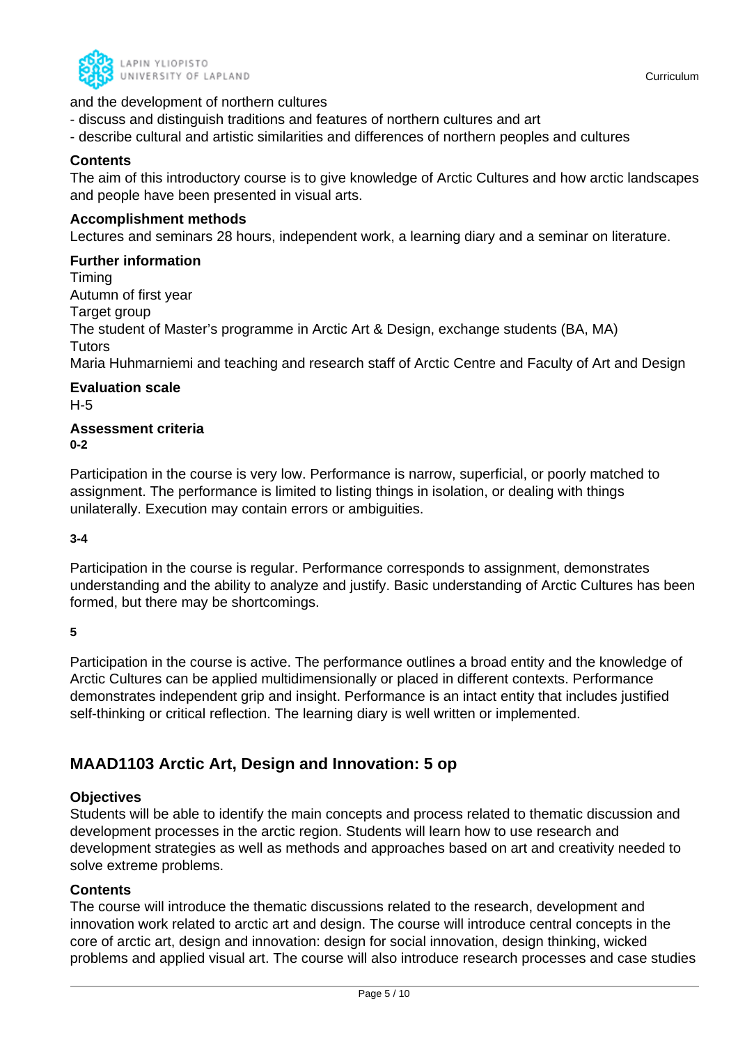and the development of northern cultures
- discuss and distinguish traditions and features of northern cultures and art
- describe cultural and artistic similarities and differences of northern peoples and cultures

### Contents

The aim of this introductory course is to give knowledge of Arctic Cultures and how arctic landscapes and people have been presented in visual arts.

### Accomplishment methods

Lectures and seminars 28 hours, independent work, a learning diary and a seminar on literature.

### Further information

Timing
Autumn of first year
Target group
The student of Master's programme in Arctic Art & Design, exchange students (BA, MA)
Tutors
Maria Huhmarniemi and teaching and research staff of Arctic Centre and Faculty of Art and Design

### Evaluation scale

H-5

### Assessment criteria

**0-2**

Participation in the course is very low. Performance is narrow, superficial, or poorly matched to assignment. The performance is limited to listing things in isolation, or dealing with things unilaterally. Execution may contain errors or ambiguities.

**3-4**

Participation in the course is regular. Performance corresponds to assignment, demonstrates understanding and the ability to analyze and justify. Basic understanding of Arctic Cultures has been formed, but there may be shortcomings.

**5**

Participation in the course is active. The performance outlines a broad entity and the knowledge of Arctic Cultures can be applied multidimensionally or placed in different contexts. Performance demonstrates independent grip and insight. Performance is an intact entity that includes justified self-thinking or critical reflection. The learning diary is well written or implemented.

## MAAD1103 Arctic Art, Design and Innovation: 5 op

### Objectives

Students will be able to identify the main concepts and process related to thematic discussion and development processes in the arctic region. Students will learn how to use research and development strategies as well as methods and approaches based on art and creativity needed to solve extreme problems.

### Contents

The course will introduce the thematic discussions related to the research, development and innovation work related to arctic art and design. The course will introduce central concepts in the core of arctic art, design and innovation: design for social innovation, design thinking, wicked problems and applied visual art. The course will also introduce research processes and case studies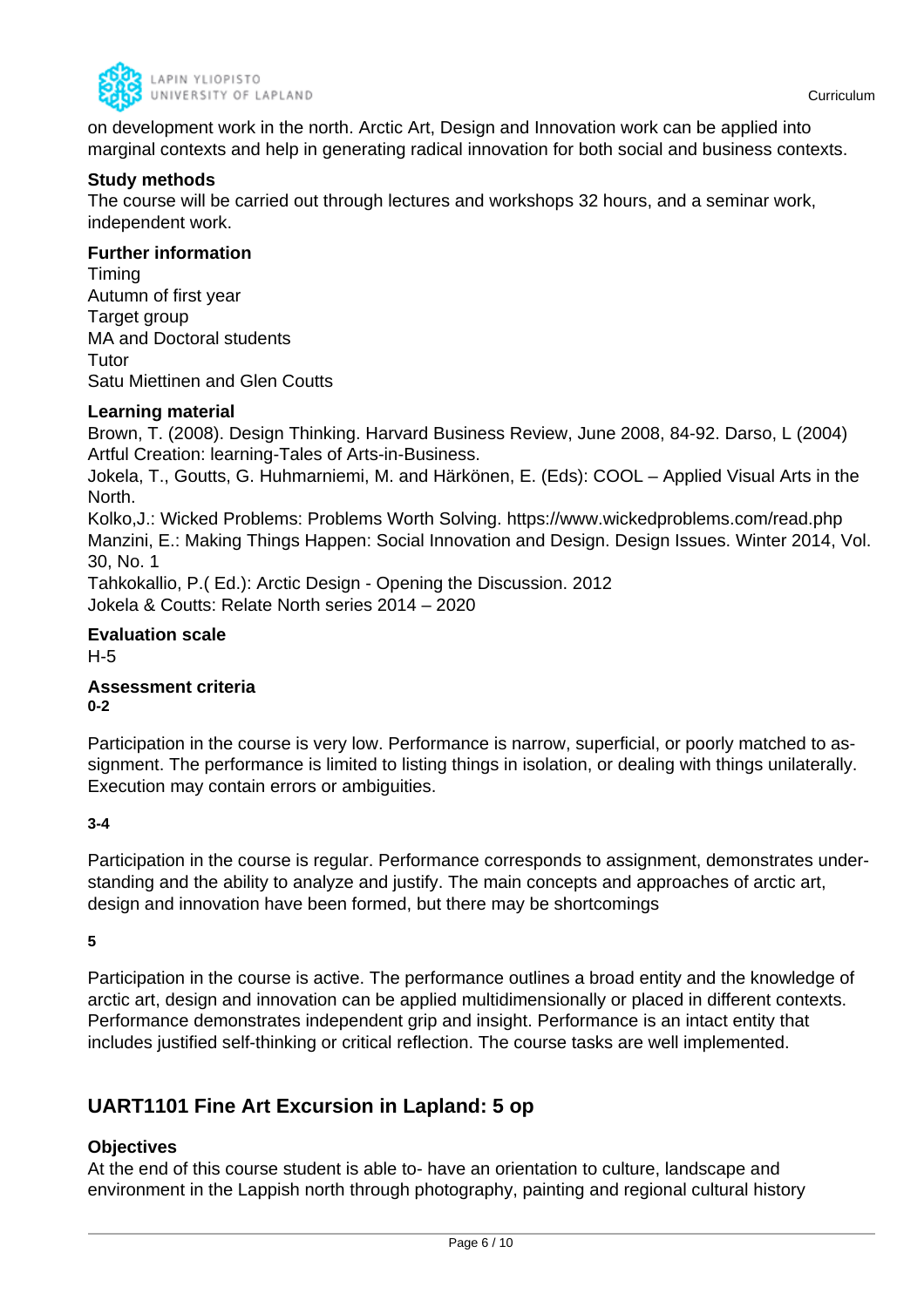on development work in the north. Arctic Art, Design and Innovation work can be applied into marginal contexts and help in generating radical innovation for both social and business contexts.

**Study methods**

The course will be carried out through lectures and workshops 32 hours, and a seminar work, independent work.

**Further information**

Timing
Autumn of first year
Target group
MA and Doctoral students
Tutor
Satu Miettinen and Glen Coutts

**Learning material**

Brown, T. (2008). Design Thinking. Harvard Business Review, June 2008, 84-92. Darso, L (2004) Artful Creation: learning-Tales of Arts-in-Business.
Jokela, T., Goutts, G. Huhmarniemi, M. and Härkönen, E. (Eds): COOL – Applied Visual Arts in the North.
Kolko,J.: Wicked Problems: Problems Worth Solving. https://www.wickedproblems.com/read.php
Manzini, E.: Making Things Happen: Social Innovation and Design. Design Issues. Winter 2014, Vol. 30, No. 1
Tahkokallio, P.( Ed.): Arctic Design - Opening the Discussion. 2012
Jokela & Coutts: Relate North series 2014 – 2020

**Evaluation scale**

H-5

**Assessment criteria**

**0-2**

Participation in the course is very low. Performance is narrow, superficial, or poorly matched to assignment. The performance is limited to listing things in isolation, or dealing with things unilaterally. Execution may contain errors or ambiguities.

**3-4**

Participation in the course is regular. Performance corresponds to assignment, demonstrates understanding and the ability to analyze and justify. The main concepts and approaches of arctic art, design and innovation have been formed, but there may be shortcomings

**5**

Participation in the course is active. The performance outlines a broad entity and the knowledge of arctic art, design and innovation can be applied multidimensionally or placed in different contexts. Performance demonstrates independent grip and insight. Performance is an intact entity that includes justified self-thinking or critical reflection. The course tasks are well implemented.

## UART1101 Fine Art Excursion in Lapland: 5 op

**Objectives**

At the end of this course student is able to- have an orientation to culture, landscape and environment in the Lappish north through photography, painting and regional cultural history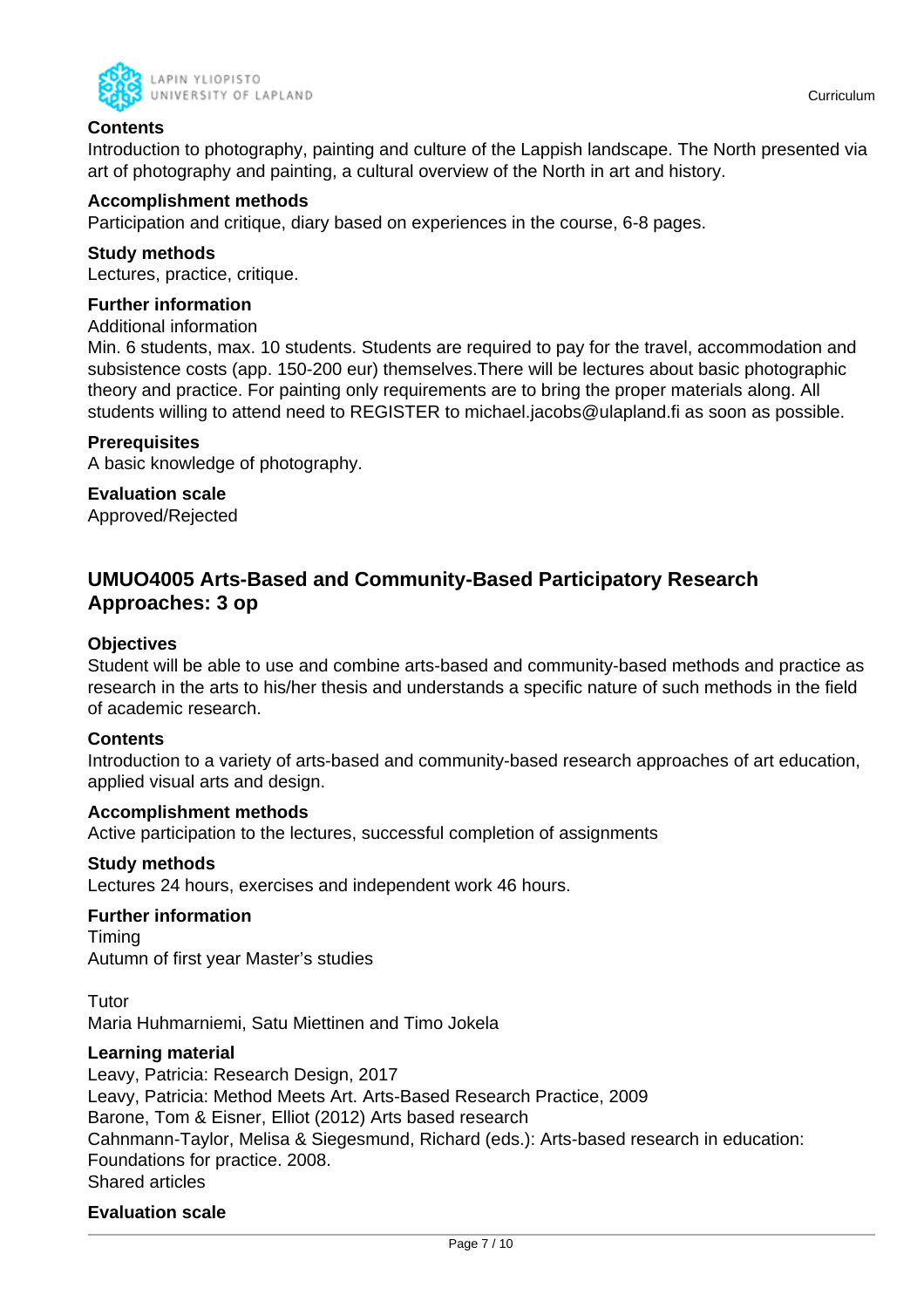#### Contents

Introduction to photography, painting and culture of the Lappish landscape. The North presented via art of photography and painting, a cultural overview of the North in art and history.

#### Accomplishment methods

Participation and critique, diary based on experiences in the course, 6-8 pages.

#### Study methods

Lectures, practice, critique.

#### Further information

Additional information

Min. 6 students, max. 10 students. Students are required to pay for the travel, accommodation and subsistence costs (app. 150-200 eur) themselves.There will be lectures about basic photographic theory and practice. For painting only requirements are to bring the proper materials along. All students willing to attend need to REGISTER to michael.jacobs@ulapland.fi as soon as possible.

#### Prerequisites

A basic knowledge of photography.

#### Evaluation scale

Approved/Rejected

### UMUO4005 Arts-Based and Community-Based Participatory Research Approaches: 3 op

#### Objectives

Student will be able to use and combine arts-based and community-based methods and practice as research in the arts to his/her thesis and understands a specific nature of such methods in the field of academic research.

#### Contents

Introduction to a variety of arts-based and community-based research approaches of art education, applied visual arts and design.

#### Accomplishment methods

Active participation to the lectures, successful completion of assignments

#### Study methods

Lectures 24 hours, exercises and independent work 46 hours.

#### Further information

Timing

Autumn of first year Master's studies

Tutor

Maria Huhmarniemi, Satu Miettinen and Timo Jokela

#### Learning material

Leavy, Patricia: Research Design, 2017
Leavy, Patricia: Method Meets Art. Arts-Based Research Practice, 2009
Barone, Tom & Eisner, Elliot (2012) Arts based research
Cahnmann-Taylor, Melisa & Siegesmund, Richard (eds.): Arts-based research in education: Foundations for practice. 2008.
Shared articles

#### Evaluation scale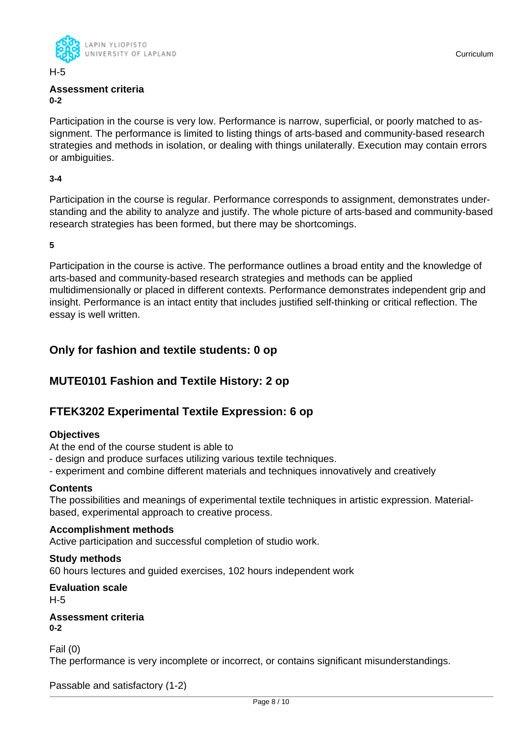H-5

**Assessment criteria**

**0-2**

Participation in the course is very low. Performance is narrow, superficial, or poorly matched to assignment. The performance is limited to listing things of arts-based and community-based research strategies and methods in isolation, or dealing with things unilaterally. Execution may contain errors or ambiguities.

**3-4**

Participation in the course is regular. Performance corresponds to assignment, demonstrates understanding and the ability to analyze and justify. The whole picture of arts-based and community-based research strategies has been formed, but there may be shortcomings.

**5**

Participation in the course is active. The performance outlines a broad entity and the knowledge of arts-based and community-based research strategies and methods can be applied multidimensionally or placed in different contexts. Performance demonstrates independent grip and insight. Performance is an intact entity that includes justified self-thinking or critical reflection. The essay is well written.

## Only for fashion and textile students: 0 op

## MUTE0101 Fashion and Textile History: 2 op

## FTEK3202 Experimental Textile Expression: 6 op

**Objectives**

At the end of the course student is able to
- design and produce surfaces utilizing various textile techniques.
- experiment and combine different materials and techniques innovatively and creatively

**Contents**

The possibilities and meanings of experimental textile techniques in artistic expression. Material-based, experimental approach to creative process.

**Accomplishment methods**

Active participation and successful completion of studio work.

**Study methods**

60 hours lectures and guided exercises, 102 hours independent work

**Evaluation scale**

H-5

**Assessment criteria**

**0-2**

Fail (0)
The performance is very incomplete or incorrect, or contains significant misunderstandings.

Passable and satisfactory (1-2)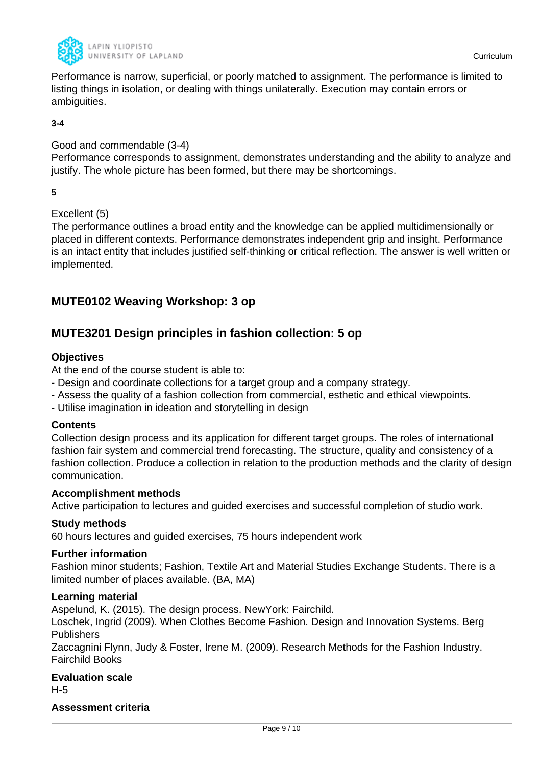Performance is narrow, superficial, or poorly matched to assignment. The performance is limited to listing things in isolation, or dealing with things unilaterally. Execution may contain errors or ambiguities.

**3-4**

Good and commendable (3-4)
Performance corresponds to assignment, demonstrates understanding and the ability to analyze and justify. The whole picture has been formed, but there may be shortcomings.

**5**

Excellent (5)
The performance outlines a broad entity and the knowledge can be applied multidimensionally or placed in different contexts. Performance demonstrates independent grip and insight. Performance is an intact entity that includes justified self-thinking or critical reflection. The answer is well written or implemented.

## MUTE0102 Weaving Workshop: 3 op

## MUTE3201 Design principles in fashion collection: 5 op

**Objectives**
At the end of the course student is able to:
- Design and coordinate collections for a target group and a company strategy.
- Assess the quality of a fashion collection from commercial, esthetic and ethical viewpoints.
- Utilise imagination in ideation and storytelling in design

**Contents**
Collection design process and its application for different target groups. The roles of international fashion fair system and commercial trend forecasting. The structure, quality and consistency of a fashion collection. Produce a collection in relation to the production methods and the clarity of design communication.

**Accomplishment methods**
Active participation to lectures and guided exercises and successful completion of studio work.

**Study methods**
60 hours lectures and guided exercises, 75 hours independent work

**Further information**
Fashion minor students; Fashion, Textile Art and Material Studies Exchange Students. There is a limited number of places available. (BA, MA)

**Learning material**
Aspelund, K. (2015). The design process. NewYork: Fairchild.
Loschek, Ingrid (2009). When Clothes Become Fashion. Design and Innovation Systems. Berg Publishers
Zaccagnini Flynn, Judy & Foster, Irene M. (2009). Research Methods for the Fashion Industry. Fairchild Books

**Evaluation scale**
H-5

**Assessment criteria**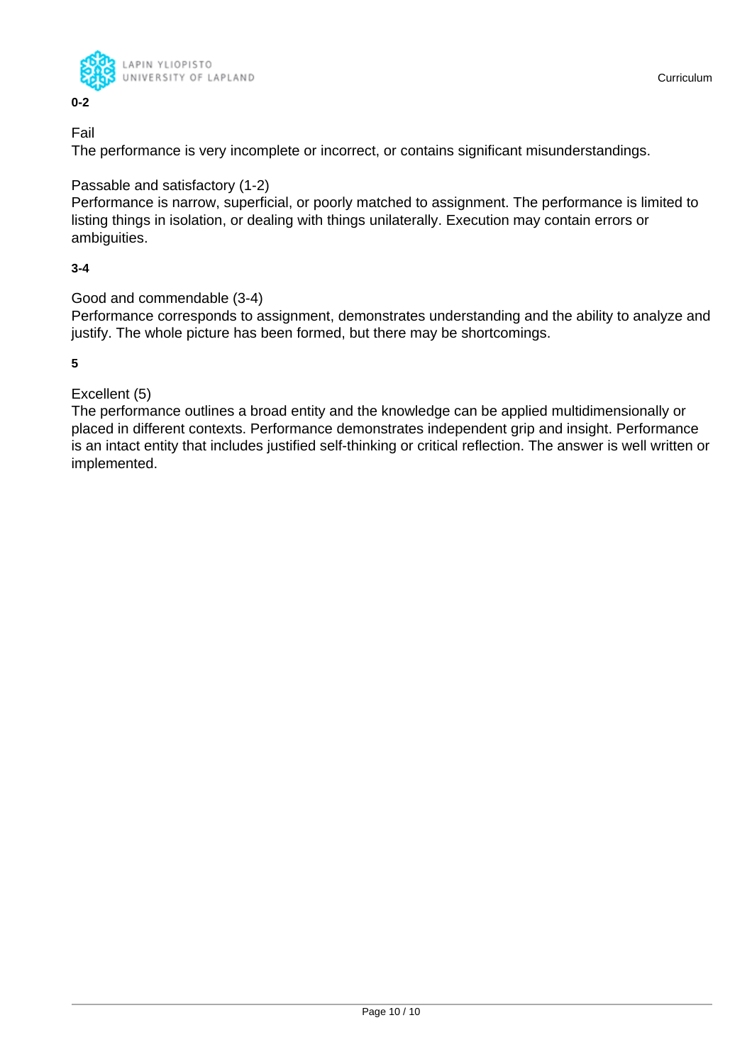**0-2**

Fail
The performance is very incomplete or incorrect, or contains significant misunderstandings.

Passable and satisfactory (1-2)
Performance is narrow, superficial, or poorly matched to assignment. The performance is limited to listing things in isolation, or dealing with things unilaterally. Execution may contain errors or ambiguities.

**3-4**

Good and commendable (3-4)
Performance corresponds to assignment, demonstrates understanding and the ability to analyze and justify. The whole picture has been formed, but there may be shortcomings.

**5**

Excellent (5)
The performance outlines a broad entity and the knowledge can be applied multidimensionally or placed in different contexts. Performance demonstrates independent grip and insight. Performance is an intact entity that includes justified self-thinking or critical reflection. The answer is well written or implemented.